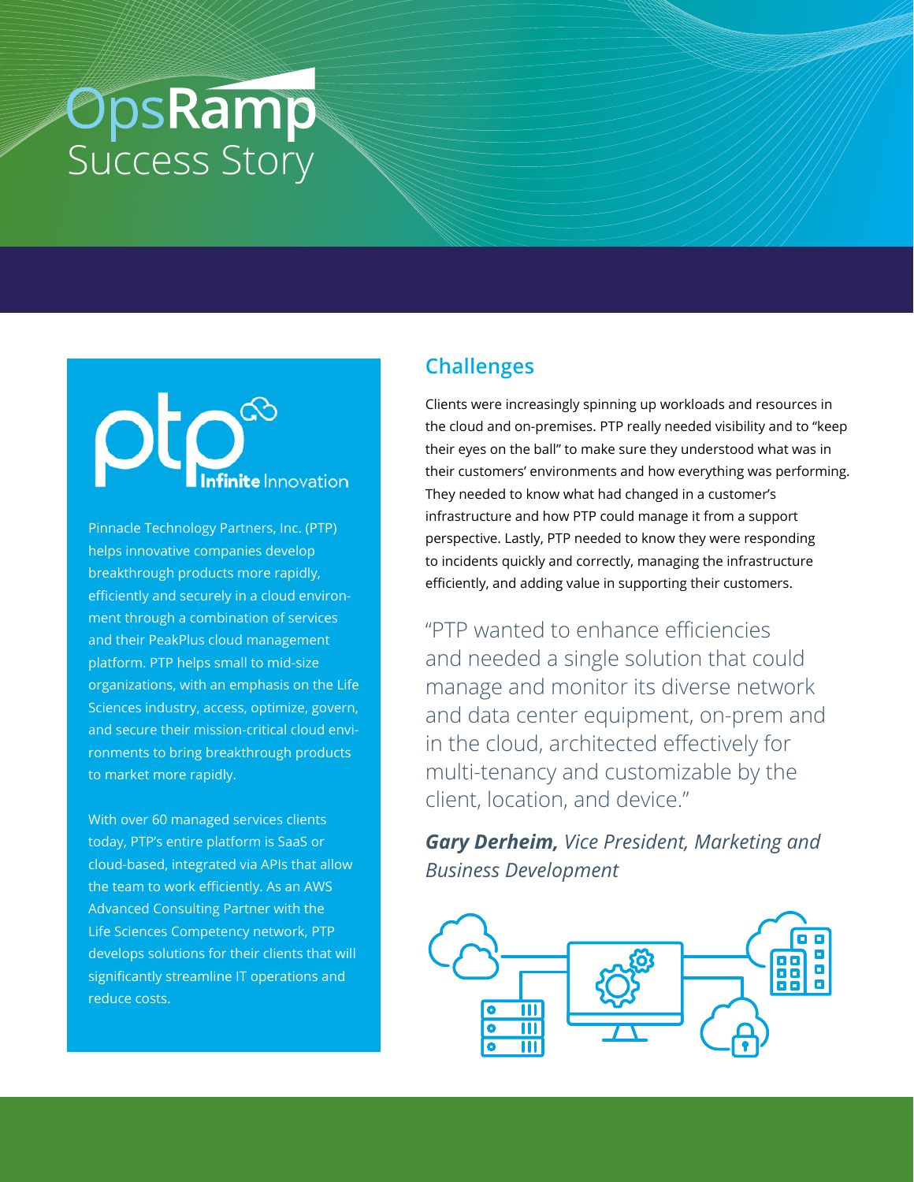# OpsRamp Success Story

ptp Infinite Innovation

Pinnacle Technology Partners, Inc. (PTP) helps innovative companies develop breakthrough products more rapidly, efficiently and securely in a cloud environment through a combination of services and their PeakPlus cloud management platform. PTP helps small to mid-size organizations, with an emphasis on the Life Sciences industry, access, optimize, govern, and secure their mission-critical cloud environments to bring breakthrough products to market more rapidly.

With over 60 managed services clients today, PTP's entire platform is SaaS or cloud-based, integrated via APIs that allow the team to work efficiently. As an AWS Advanced Consulting Partner with the Life Sciences Competency network, PTP develops solutions for their clients that will significantly streamline IT operations and reduce costs.

## Challenges

Clients were increasingly spinning up workloads and resources in the cloud and on-premises. PTP really needed visibility and to "keep their eyes on the ball" to make sure they understood what was in their customers' environments and how everything was performing. They needed to know what had changed in a customer's infrastructure and how PTP could manage it from a support perspective. Lastly, PTP needed to know they were responding to incidents quickly and correctly, managing the infrastructure efficiently, and adding value in supporting their customers.

> "PTP wanted to enhance efficiencies and needed a single solution that could manage and monitor its diverse network and data center equipment, on-prem and in the cloud, architected effectively for multi-tenancy and customizable by the client, location, and device."

***Gary Derheim,** Vice President, Marketing and Business Development*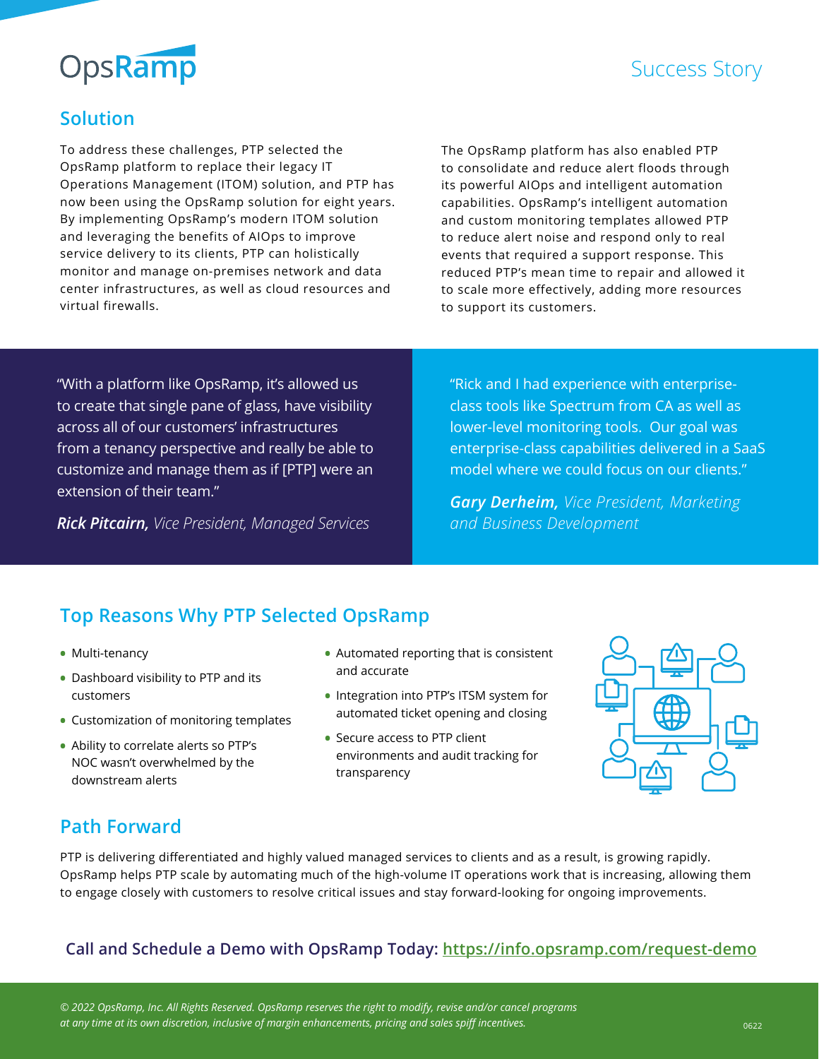OpsRamp

Success Story

## Solution

To address these challenges, PTP selected the OpsRamp platform to replace their legacy IT Operations Management (ITOM) solution, and PTP has now been using the OpsRamp solution for eight years. By implementing OpsRamp's modern ITOM solution and leveraging the benefits of AIOps to improve service delivery to its clients, PTP can holistically monitor and manage on-premises network and data center infrastructures, as well as cloud resources and virtual firewalls.

The OpsRamp platform has also enabled PTP to consolidate and reduce alert floods through its powerful AIOps and intelligent automation capabilities. OpsRamp's intelligent automation and custom monitoring templates allowed PTP to reduce alert noise and respond only to real events that required a support response. This reduced PTP's mean time to repair and allowed it to scale more effectively, adding more resources to support its customers.

"With a platform like OpsRamp, it's allowed us to create that single pane of glass, have visibility across all of our customers' infrastructures from a tenancy perspective and really be able to customize and manage them as if [PTP] were an extension of their team."

***Rick Pitcairn,*** *Vice President, Managed Services*

"Rick and I had experience with enterprise-class tools like Spectrum from CA as well as lower-level monitoring tools. Our goal was enterprise-class capabilities delivered in a SaaS model where we could focus on our clients."

***Gary Derheim,*** *Vice President, Marketing and Business Development*

## Top Reasons Why PTP Selected OpsRamp

- Multi-tenancy
- Dashboard visibility to PTP and its customers
- Customization of monitoring templates
- Ability to correlate alerts so PTP's NOC wasn't overwhelmed by the downstream alerts
- Automated reporting that is consistent and accurate
- Integration into PTP's ITSM system for automated ticket opening and closing
- Secure access to PTP client environments and audit tracking for transparency

## Path Forward

PTP is delivering differentiated and highly valued managed services to clients and as a result, is growing rapidly. OpsRamp helps PTP scale by automating much of the high-volume IT operations work that is increasing, allowing them to engage closely with customers to resolve critical issues and stay forward-looking for ongoing improvements.

**Call and Schedule a Demo with OpsRamp Today:** https://info.opsramp.com/request-demo

*© 2022 OpsRamp, Inc. All Rights Reserved. OpsRamp reserves the right to modify, revise and/or cancel programs at any time at its own discretion, inclusive of margin enhancements, pricing and sales spiff incentives.*

0622